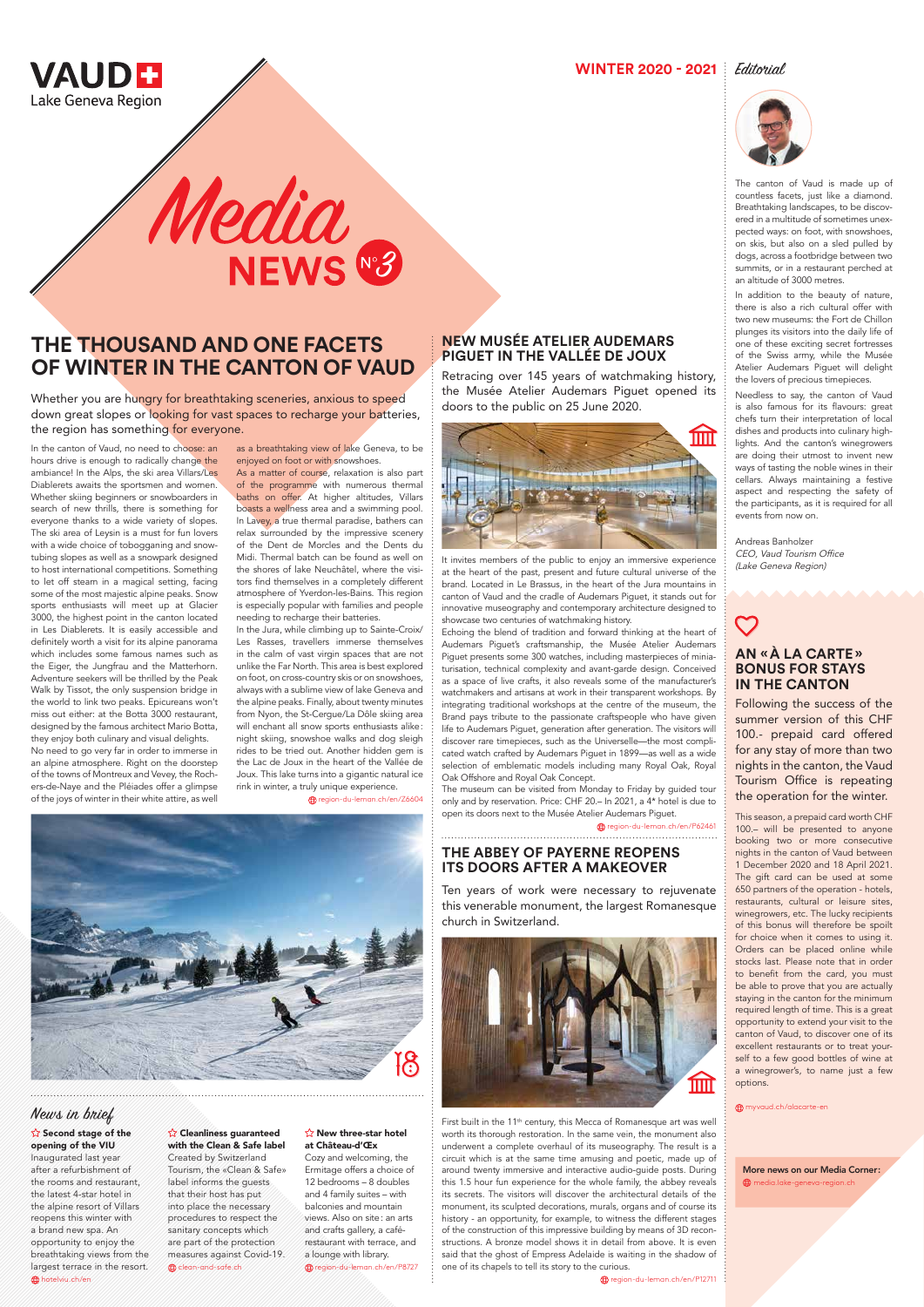VAUD Lake Geneva Region

# Media NEWS N°3

WINTER 2020 - 2021

## THE THOUSAND AND ONE FACETS OF WINTER IN THE CANTON OF VAUD

Whether you are hungry for breathtaking sceneries, anxious to speed down great slopes or looking for vast spaces to recharge your batteries, the region has something for everyone.

In the canton of Vaud, no need to choose: an hours drive is enough to radically change the ambiance! In the Alps, the ski area Villars/Les Diablerets awaits the sportsmen and women. Whether skiing beginners or snowboarders in search of new thrills, there is something for everyone thanks to a wide variety of slopes. The ski area of Leysin is a must for fun lovers with a wide choice of tobogganing and snowtubing slopes as well as a snowpark designed to host international competitions. Something to let off steam in a magical setting, facing some of the most majestic alpine peaks. Snow sports enthusiasts will meet up at Glacier 3000, the highest point in the canton located in Les Diablerets. It is easily accessible and definitely worth a visit for its alpine panorama which includes some famous names such as the Eiger, the Jungfrau and the Matterhorn. Adventure seekers will be thrilled by the Peak Walk by Tissot, the only suspension bridge in the world to link two peaks. Epicureans won't miss out either: at the Botta 3000 restaurant, designed by the famous architect Mario Botta, they enjoy both culinary and visual delights. No need to go very far in order to immerse in an alpine atmosphere. Right on the doorstep of the towns of Montreux and Vevey, the Rochers-de-Naye and the Pléiades offer a glimpse of the joys of winter in their white attire, as well as a breathtaking view of lake Geneva, to be enjoyed on foot or with snowshoes.

As a matter of course, relaxation is also part of the programme with numerous thermal baths on offer. At higher altitudes, Villars boasts a wellness area and a swimming pool. In Lavey, a true thermal paradise, bathers can relax surrounded by the impressive scenery of the Dent de Morcles and the Dents du Midi. Thermal batch can be found as well on the shores of lake Neuchâtel, where the visitors find themselves in a completely different atmosphere of Yverdon-les-Bains. This region is especially popular with families and people needing to recharge their batteries.

In the Jura, while climbing up to Sainte-Croix/Les Rasses, travellers immerse themselves in the calm of vast virgin spaces that are not unlike the Far North. This area is best explored on foot, on cross-country skis or on snowshoes, always with a sublime view of lake Geneva and the alpine peaks. Finally, about twenty minutes from Nyon, the St-Cergue/La Dôle skiing area will enchant all snow sports enthusiasts alike: night skiing, snowshoe walks and dog sleigh rides to be tried out. Another hidden gem is the Lac de Joux in the heart of the Vallée de Joux. This lake turns into a gigantic natural ice rink in winter, a truly unique experience.

region-du-leman.ch/en/Z6604

## NEW MUSÉE ATELIER AUDEMARS PIGUET IN THE VALLÉE DE JOUX

Retracing over 145 years of watchmaking history, the Musée Atelier Audemars Piguet opened its doors to the public on 25 June 2020.

It invites members of the public to enjoy an immersive experience at the heart of the past, present and future cultural universe of the brand. Located in Le Brassus, in the heart of the Jura mountains in canton of Vaud and the cradle of Audemars Piguet, it stands out for innovative museography and contemporary architecture designed to showcase two centuries of watchmaking history.

Echoing the blend of tradition and forward thinking at the heart of Audemars Piguet's craftsmanship, the Musée Atelier Audemars Piguet presents some 300 watches, including masterpieces of miniaturisation, technical complexity and avant-garde design. Conceived as a space of live crafts, it also reveals some of the manufacturer's watchmakers and artisans at work in their transparent workshops. By integrating traditional workshops at the centre of the museum, the Brand pays tribute to the passionate craftspeople who have given life to Audemars Piguet, generation after generation. The visitors will discover rare timepieces, such as the Universelle—the most complicated watch crafted by Audemars Piguet in 1899—as well as a wide selection of emblematic models including many Royal Oak, Royal Oak Offshore and Royal Oak Concept.

The museum can be visited from Monday to Friday by guided tour only and by reservation. Price: CHF 20.– In 2021, a 4* hotel is due to open its doors next to the Musée Atelier Audemars Piguet.

region-du-leman.ch/en/P62461

## THE ABBEY OF PAYERNE REOPENS ITS DOORS AFTER A MAKEOVER

Ten years of work were necessary to rejuvenate this venerable monument, the largest Romanesque church in Switzerland.

First built in the 11th century, this Mecca of Romanesque art was well worth its thorough restoration. In the same vein, the monument also underwent a complete overhaul of its museography. The result is a circuit which is at the same time amusing and poetic, made up of around twenty immersive and interactive audio-guide posts. During this 1.5 hour fun experience for the whole family, the abbey reveals its secrets. The visitors will discover the architectural details of the monument, its sculpted decorations, murals, organs and of course its history - an opportunity, for example, to witness the different stages of the construction of this impressive building by means of 3D reconstructions. A bronze model shows it in detail from above. It is even said that the ghost of Empress Adelaide is waiting in the shadow of one of its chapels to tell its story to the curious.

region-du-leman.ch/en/P12711

## *News in brief*

**Second stage of the opening of the VIU**
Inaugurated last year after a refurbishment of the rooms and restaurant, the latest 4-star hotel in the alpine resort of Villars reopens this winter with a brand new spa. An opportunity to enjoy the breathtaking views from the largest terrace in the resort.
hotelviu.ch/en

**Cleanliness guaranteed with the Clean & Safe label**
Created by Switzerland Tourism, the «Clean & Safe» label informs the guests that their host has put into place the necessary procedures to respect the sanitary concepts which are part of the protection measures against Covid-19.
clean-and-safe.ch

**New three-star hotel at Château-d'Œx**
Cozy and welcoming, the Ermitage offers a choice of 12 bedrooms – 8 doubles and 4 family suites – with balconies and mountain views. Also on site: an arts and crafts gallery, a café-restaurant with terrace, and a lounge with library.
region-du-leman.ch/en/P8727

## *Editorial*

The canton of Vaud is made up of countless facets, just like a diamond. Breathtaking landscapes, to be discovered in a multitude of sometimes unexpected ways: on foot, with snowshoes, on skis, but also on a sled pulled by dogs, across a footbridge between two summits, or in a restaurant perched at an altitude of 3000 metres.

In addition to the beauty of nature, there is also a rich cultural offer with two new museums: the Fort de Chillon plunges its visitors into the daily life of one of these exciting secret fortresses of the Swiss army, while the Musée Atelier Audemars Piguet will delight the lovers of precious timepieces.

Needless to say, the canton of Vaud is also famous for its flavours: great chefs turn their interpretation of local dishes and products into culinary highlights. And the canton's winegrowers are doing their utmost to invent new ways of tasting the noble wines in their cellars. Always maintaining a festive aspect and respecting the safety of the participants, as it is required for all events from now on.

Andreas Banholzer
*CEO, Vaud Tourism Office (Lake Geneva Region)*

## AN «À LA CARTE» BONUS FOR STAYS IN THE CANTON

Following the success of the summer version of this CHF 100.- prepaid card offered for any stay of more than two nights in the canton, the Vaud Tourism Office is repeating the operation for the winter.

This season, a prepaid card worth CHF 100.– will be presented to anyone booking two or more consecutive nights in the canton of Vaud between 1 December 2020 and 18 April 2021. The gift card can be used at some 650 partners of the operation - hotels, restaurants, cultural or leisure sites, winegrowers, etc. The lucky recipients of this bonus will therefore be spoilt for choice when it comes to using it. Orders can be placed online while stocks last. Please note that in order to benefit from the card, you must be able to prove that you are actually staying in the canton for the minimum required length of time. This is a great opportunity to extend your visit to the canton of Vaud, to discover one of its excellent restaurants or to treat yourself to a few good bottles of wine at a winegrower's, to name just a few options.

myvaud.ch/alacarte-en

**More news on our Media Corner:**
media.lake-geneva-region.ch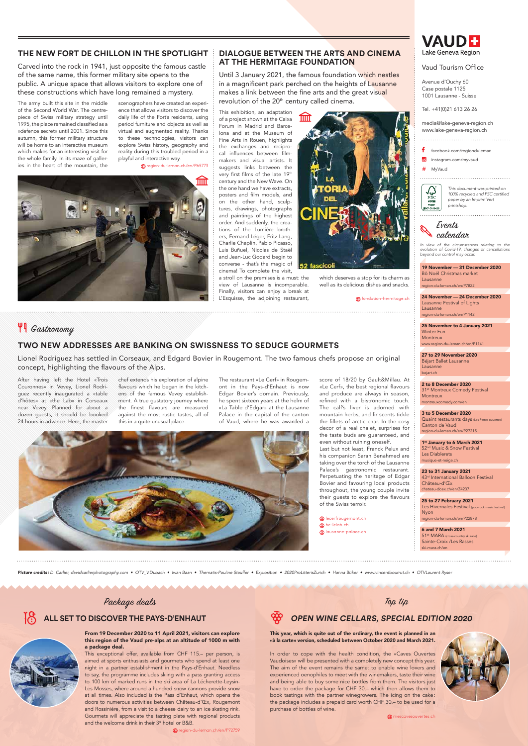## THE NEW FORT DE CHILLON IN THE SPOTLIGHT

Carved into the rock in 1941, just opposite the famous castle of the same name, this former military site opens to the public. A unique space that allows visitors to explore one of these constructions which have long remained a mystery.

The army built this site in the middle of the Second World War. The centrepiece of Swiss military strategy until 1995, the place remained classified as a «defence secret» until 2001. Since this autumn, this former military structure will be home to an interactive museum which makes for an interesting visit for the whole family. In its maze of galleries in the heart of the mountain, the scenographers have created an experience that allows visitors to discover the daily life of the Fort's residents, using period furniture and objects as well as virtual and augmented reality. Thanks to these technologies, visitors can explore Swiss history, geography and reality during this troubled period in a playful and interactive way.

region-du-leman.ch/en/P65773

## DIALOGUE BETWEEN THE ARTS AND CINEMA AT THE HERMITAGE FOUNDATION

Until 3 January 2021, the famous foundation which nestles in a magnificent park perched on the heights of Lausanne makes a link between the fine arts and the great visual revolution of the 20th century called cinema.

This exhibition, an adaptation of a project shown at the Caixa Forum in Madrid and Barcelona and at the Museum of Fine Arts in Rouen, highlights the exchanges and reciprocal influences between filmmakers and visual artists. It suggests links between the very first films of the late 19th century and the New Wave. On the one hand we have extracts, posters and film models, and on the other hand, sculptures, drawings, photographs and paintings of the highest order. And suddenly, the creations of the Lumière brothers, Fernand Léger, Fritz Lang, Charlie Chaplin, Pablo Picasso, Luis Buñuel, Nicolas de Staël and Jean-Luc Godard begin to converse - that's the magic of cinema! To complete the visit, a stroll on the premises is a must: the view of Lausanne is incomparable. Finally, visitors can enjoy a break at L'Esquisse, the adjoining restaurant, which deserves a stop for its charm as well as its delicious dishes and snacks.

fondation-hermitage.ch

*Gastronomy*

## TWO NEW ADDRESSES ARE BANKING ON SWISSNESS TO SEDUCE GOURMETS

Lionel Rodriguez has settled in Corseaux, and Edgard Bovier in Rougemont. The two famous chefs propose an original concept, highlighting the flavours of the Alps.

After having left the Hotel «Trois Couronnes» in Vevey, Lionel Rodriguez recently inaugurated a «table d'hôtes» at «the Lab» in Corseaux near Vevey. Planned for about a dozen guests, it should be booked 24 hours in advance. Here, the master chef extends his exploration of alpine flavours which he began in the kitchens of the famous Vevey establishment. A true gustatory journey where the finest flavours are measured against the most rustic tastes, all of this in a quite unusual place.

The restaurant «Le Cerf» in Rougemont in the Pays-d'Enhaut is now Edgar Bovier's domain. Previously, he spent sixteen years at the helm of «La Table d'Edgar» at the Lausanne Palace in the capital of the canton of Vaud, where he was awarded a score of 18/20 by Gault&Millau. At «Le Cerf», the best regional flavours and produce are always in season, refined with a bistronomic touch. The calf's liver is adorned with mountain herbs, and fir scents tickle the fillets of arctic char. In the cosy decor of a real chalet, surprises for the taste buds are guaranteed, and even without ruining oneself.

Last but not least, Franck Pelux and his companion Sarah Benahmed are taking over the torch of the Lausanne Palace's gastronomic restaurant. Perpetuating the heritage of Edgar Bovier and favouring local products throughout, the young couple invite their guests to explore the flavours of the Swiss terroir.

lecerfrougemont.ch
hc-lelab.ch
lausanne-palace.ch

# VAUD
Lake Geneva Region

Vaud Tourism Office

Avenue d'Ouchy 60
Case postale 1125
1001 Lausanne - Suisse

Tel. +41(0)21 613 26 26

media@lake-geneva-region.ch
www.lake-geneva-region.ch

facebook.com/regionduleman
instagram.com/myvaud
MyVaud

*This document was printed on 100% recycled and FSC certified paper by an Imprim'Vert printshop.*

*Events calendar*

*In view of the circumstances relating to the evolution of Covid-19, changes or cancellations beyond our control may occur.*

**19 November — 31 December 2020**
Bô Noël Christmas market
Lausanne
region-du-leman.ch/en/P7822

**24 November — 24 December 2020**
Lausanne Festival of Lights
Lausanne
region-du-leman.ch/en/P1142

**25 November to 4 January 2021**
Winter Fun
Montreux
www.region-du-leman.ch/en/P1141

**27 to 29 November 2020**
Béjart Ballet Lausanne
Lausanne
bejart.ch

**2 to 8 December 2020**
31st Montreux Comedy Festival
Montreux
montreuxcomedy.com/en

**3 to 5 December 2020**
Quaint restaurants days (Les Pintes ouvertes)
Canton de Vaud
region-du-leman.ch/en/P27215

**1st January to 6 March 2021**
52nd Music & Snow Festival
Les Diablerets
musique-et-neige.ch

**23 to 31 January 2021**
43rd International Balloon Festival
Château-d'Œx
chateau-doex.ch/en/Z4237

**25 to 27 February 2021**
Les Hivernales Festival (pop-rock music festival)
Nyon
region-du-leman.ch/en/P22878

**6 and 7 March 2021**
51st MARA (cross-country ski race)
Sainte-Croix /Les Rasses
ski-mara.ch/en

***Picture credits:*** *D. Carlier, davidcarlierphotography.com • OTV_V.Dubach • Iwan Baan • Thematis-Pauline Stauffer • Explosition • 2020ProLitterisZurich • Hanna Büker • www.vincentbourrut.ch • OTVLaurent Ryser*

*Package deals*

## ALL SET TO DISCOVER THE PAYS-D'ENHAUT

**From 19 December 2020 to 11 April 2021, visitors can explore this region of the Vaud pre-alps at an altitude of 1000 m with a package deal.**

This exceptional offer, available from CHF 115.– per person, is aimed at sports enthusiasts and gourmets who spend at least one night in a partner establishment in the Pays-d'Enhaut. Needless to say, the programme includes skiing with a pass granting access to 100 km of marked runs in the ski area of La Lécherette-Leysin-Les Mosses, where around a hundred snow cannons provide snow at all times. Also included is the Pass d'Enhaut, which opens the doors to numerous activities between Château-d'Œx, Rougemont and Rossinière, from a visit to a cheese dairy to an ice skating rink. Gourmets will appreciate the tasting plate with regional products and the welcome drink in their 3* hotel or B&B.

region-du-leman.ch/en/P72759

*Top tip*

## *OPEN WINE CELLARS, SPECIAL EDITION 2020*

**This year, which is quite out of the ordinary, the event is planned in an «à la carte» version, scheduled between October 2020 and March 2021.**

In order to cope with the health condition, the «Caves Ouvertes Vaudoises» will be presented with a completely new concept this year. The aim of the event remains the same: to enable wine lovers and experienced oenophiles to meet with the winemakers, taste their wine and being able to buy some nice bottles from them. The visitors just have to order the package for CHF 30.– which then allows them to book tastings with the partner winegrowers. The icing on the cake: the package includes a prepaid card worth CHF 30.– to be used for a purchase of bottles of wine.

mescavesouvertes.ch